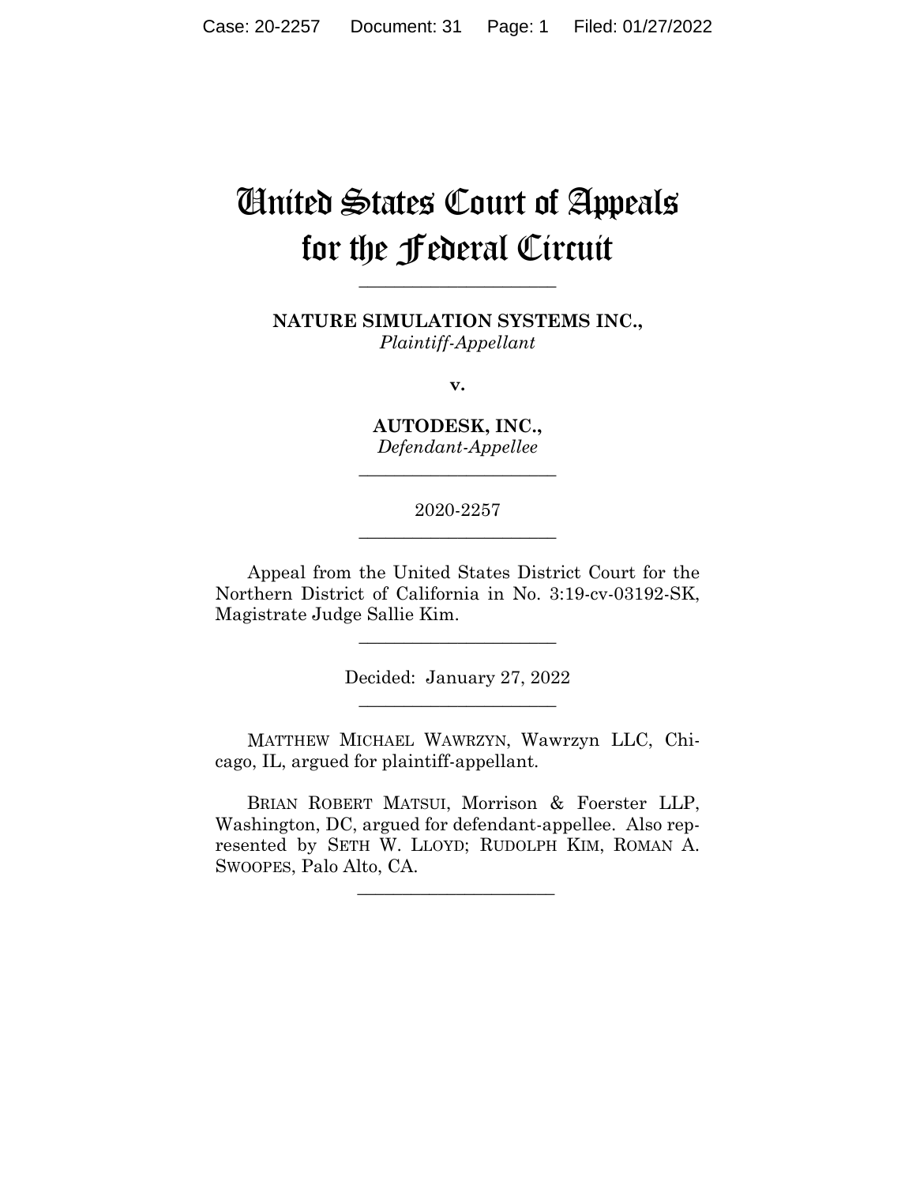# United States Court of Appeals for the Federal Circuit

______________________

**NATURE SIMULATION SYSTEMS INC.,**
*Plaintiff-Appellant*

**v.**

**AUTODESK, INC.,**
*Defendant-Appellee*

______________________

2020-2257

______________________

Appeal from the United States District Court for the Northern District of California in No. 3:19-cv-03192-SK, Magistrate Judge Sallie Kim.

______________________

Decided: January 27, 2022

______________________

MATTHEW MICHAEL WAWRZYN, Wawrzyn LLC, Chicago, IL, argued for plaintiff-appellant.

BRIAN ROBERT MATSUI, Morrison & Foerster LLP, Washington, DC, argued for defendant-appellee. Also represented by SETH W. LLOYD; RUDOLPH KIM, ROMAN A. SWOOPES, Palo Alto, CA.

______________________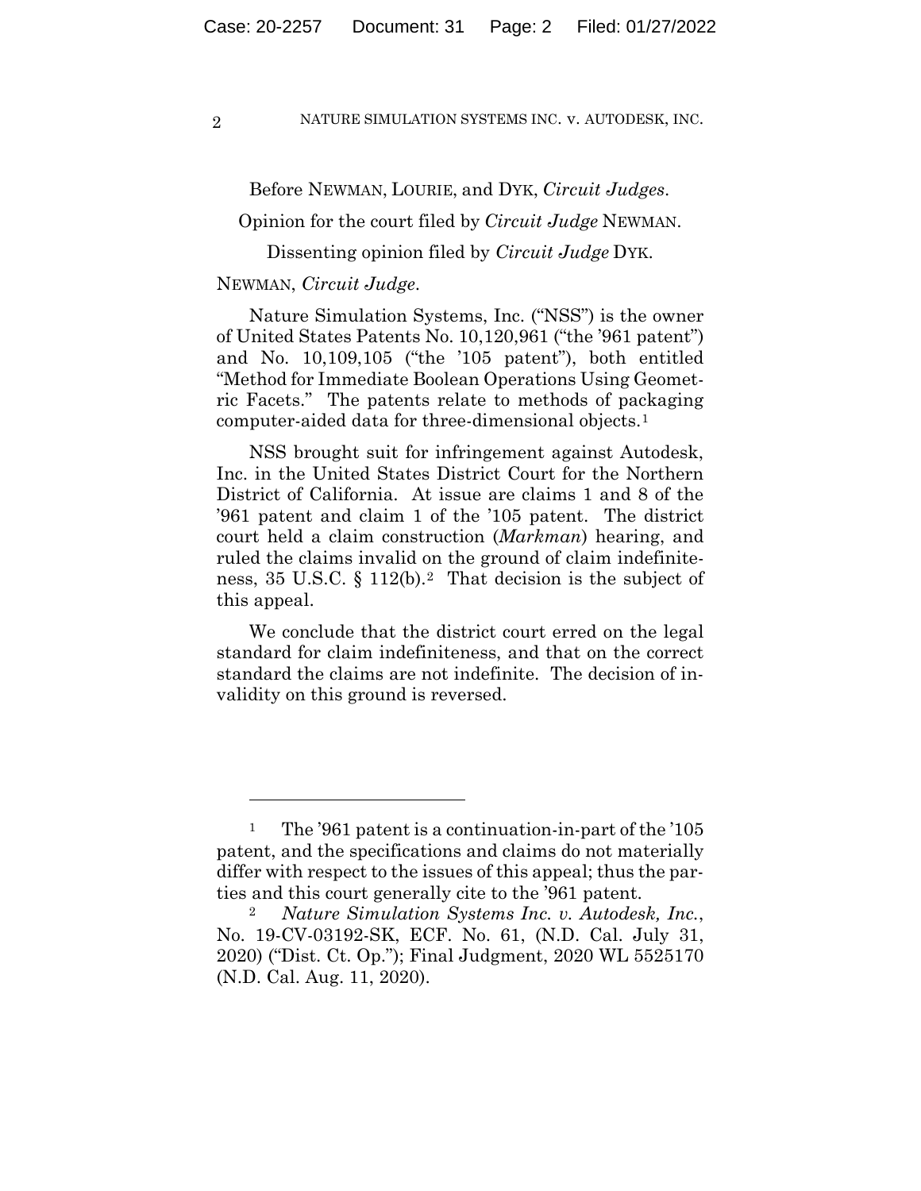Before NEWMAN, LOURIE, and DYK, *Circuit Judges*.

Opinion for the court filed by *Circuit Judge* NEWMAN.

Dissenting opinion filed by *Circuit Judge* DYK.

NEWMAN, *Circuit Judge*.

Nature Simulation Systems, Inc. ("NSS") is the owner of United States Patents No. 10,120,961 ("the '961 patent") and No. 10,109,105 ("the '105 patent"), both entitled "Method for Immediate Boolean Operations Using Geometric Facets." The patents relate to methods of packaging computer-aided data for three-dimensional objects.[1]

NSS brought suit for infringement against Autodesk, Inc. in the United States District Court for the Northern District of California. At issue are claims 1 and 8 of the '961 patent and claim 1 of the '105 patent. The district court held a claim construction (*Markman*) hearing, and ruled the claims invalid on the ground of claim indefiniteness, 35 U.S.C. § 112(b).[2] That decision is the subject of this appeal.

We conclude that the district court erred on the legal standard for claim indefiniteness, and that on the correct standard the claims are not indefinite. The decision of invalidity on this ground is reversed.

---

[1] The '961 patent is a continuation-in-part of the '105 patent, and the specifications and claims do not materially differ with respect to the issues of this appeal; thus the parties and this court generally cite to the '961 patent.

[2] *Nature Simulation Systems Inc. v. Autodesk, Inc.*, No. 19-CV-03192-SK, ECF. No. 61, (N.D. Cal. July 31, 2020) ("Dist. Ct. Op."); Final Judgment, 2020 WL 5525170 (N.D. Cal. Aug. 11, 2020).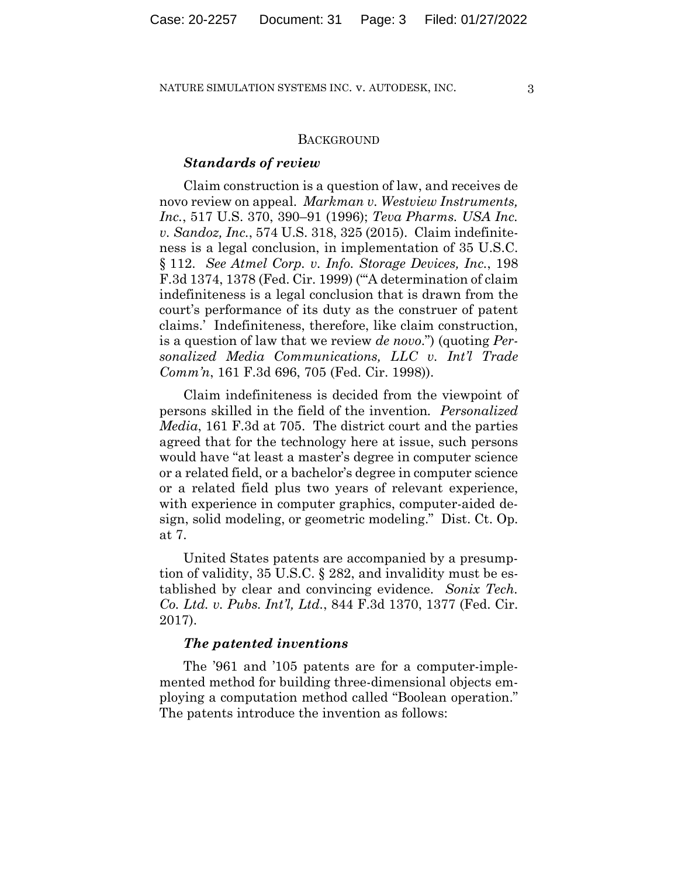## BACKGROUND

### *Standards of review*

Claim construction is a question of law, and receives de novo review on appeal. *Markman v. Westview Instruments, Inc.*, 517 U.S. 370, 390–91 (1996); *Teva Pharms. USA Inc. v. Sandoz, Inc.*, 574 U.S. 318, 325 (2015). Claim indefiniteness is a legal conclusion, in implementation of 35 U.S.C. § 112. *See Atmel Corp. v. Info. Storage Devices, Inc.*, 198 F.3d 1374, 1378 (Fed. Cir. 1999) ("'A determination of claim indefiniteness is a legal conclusion that is drawn from the court's performance of its duty as the construer of patent claims.' Indefiniteness, therefore, like claim construction, is a question of law that we review *de novo*.") (quoting *Personalized Media Communications, LLC v. Int'l Trade Comm'n*, 161 F.3d 696, 705 (Fed. Cir. 1998)).

Claim indefiniteness is decided from the viewpoint of persons skilled in the field of the invention. *Personalized Media*, 161 F.3d at 705. The district court and the parties agreed that for the technology here at issue, such persons would have "at least a master's degree in computer science or a related field, or a bachelor's degree in computer science or a related field plus two years of relevant experience, with experience in computer graphics, computer-aided design, solid modeling, or geometric modeling." Dist. Ct. Op. at 7.

United States patents are accompanied by a presumption of validity, 35 U.S.C. § 282, and invalidity must be established by clear and convincing evidence. *Sonix Tech. Co. Ltd. v. Pubs. Int'l, Ltd.*, 844 F.3d 1370, 1377 (Fed. Cir. 2017).

### *The patented inventions*

The '961 and '105 patents are for a computer-implemented method for building three-dimensional objects employing a computation method called "Boolean operation." The patents introduce the invention as follows: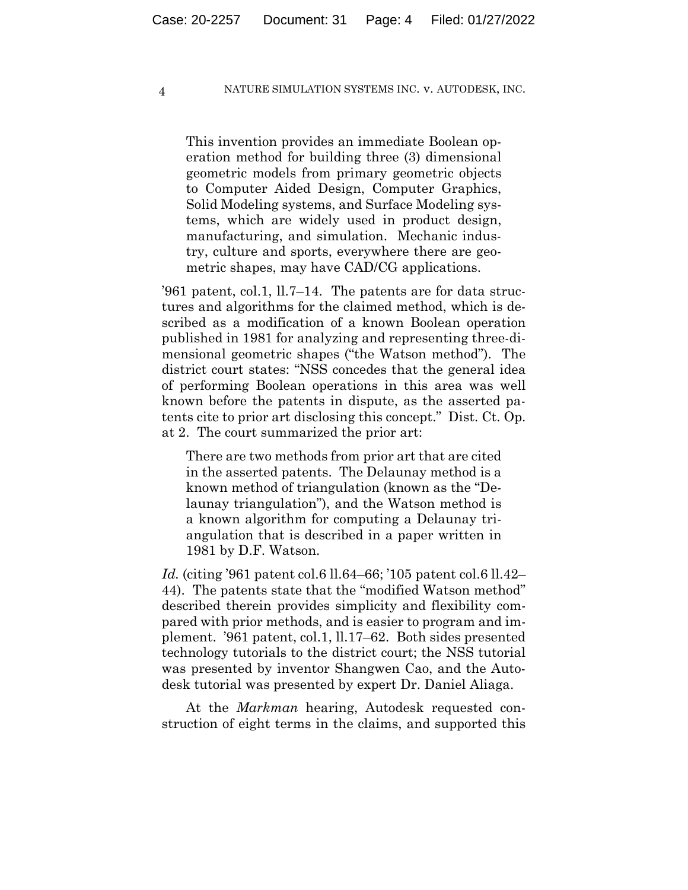> This invention provides an immediate Boolean operation method for building three (3) dimensional geometric models from primary geometric objects to Computer Aided Design, Computer Graphics, Solid Modeling systems, and Surface Modeling systems, which are widely used in product design, manufacturing, and simulation. Mechanic industry, culture and sports, everywhere there are geometric shapes, may have CAD/CG applications.

'961 patent, col.1, ll.7–14. The patents are for data structures and algorithms for the claimed method, which is described as a modification of a known Boolean operation published in 1981 for analyzing and representing three-dimensional geometric shapes ("the Watson method"). The district court states: "NSS concedes that the general idea of performing Boolean operations in this area was well known before the patents in dispute, as the asserted patents cite to prior art disclosing this concept." Dist. Ct. Op. at 2. The court summarized the prior art:

> There are two methods from prior art that are cited in the asserted patents. The Delaunay method is a known method of triangulation (known as the "Delaunay triangulation"), and the Watson method is a known algorithm for computing a Delaunay triangulation that is described in a paper written in 1981 by D.F. Watson.

*Id.* (citing '961 patent col.6 ll.64–66; '105 patent col.6 ll.42–44). The patents state that the "modified Watson method" described therein provides simplicity and flexibility compared with prior methods, and is easier to program and implement. '961 patent, col.1, ll.17–62. Both sides presented technology tutorials to the district court; the NSS tutorial was presented by inventor Shangwen Cao, and the Autodesk tutorial was presented by expert Dr. Daniel Aliaga.

At the *Markman* hearing, Autodesk requested construction of eight terms in the claims, and supported this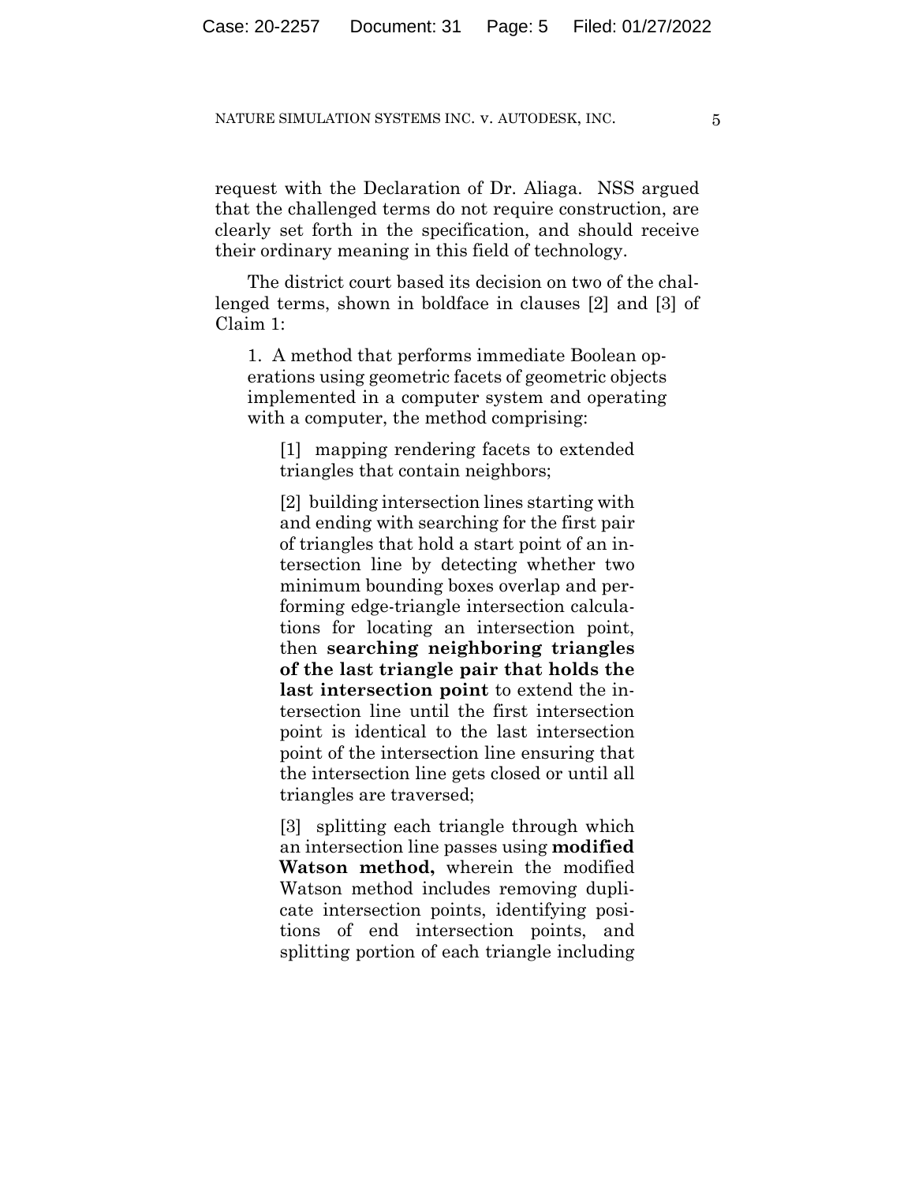request with the Declaration of Dr. Aliaga. NSS argued that the challenged terms do not require construction, are clearly set forth in the specification, and should receive their ordinary meaning in this field of technology.

The district court based its decision on two of the challenged terms, shown in boldface in clauses [2] and [3] of Claim 1:

> 1. A method that performs immediate Boolean operations using geometric facets of geometric objects implemented in a computer system and operating with a computer, the method comprising:
>
> > [1] mapping rendering facets to extended triangles that contain neighbors;
> >
> > [2] building intersection lines starting with and ending with searching for the first pair of triangles that hold a start point of an intersection line by detecting whether two minimum bounding boxes overlap and performing edge-triangle intersection calculations for locating an intersection point, then **searching neighboring triangles of the last triangle pair that holds the last intersection point** to extend the intersection line until the first intersection point is identical to the last intersection point of the intersection line ensuring that the intersection line gets closed or until all triangles are traversed;
> >
> > [3] splitting each triangle through which an intersection line passes using **modified Watson method,** wherein the modified Watson method includes removing duplicate intersection points, identifying positions of end intersection points, and splitting portion of each triangle including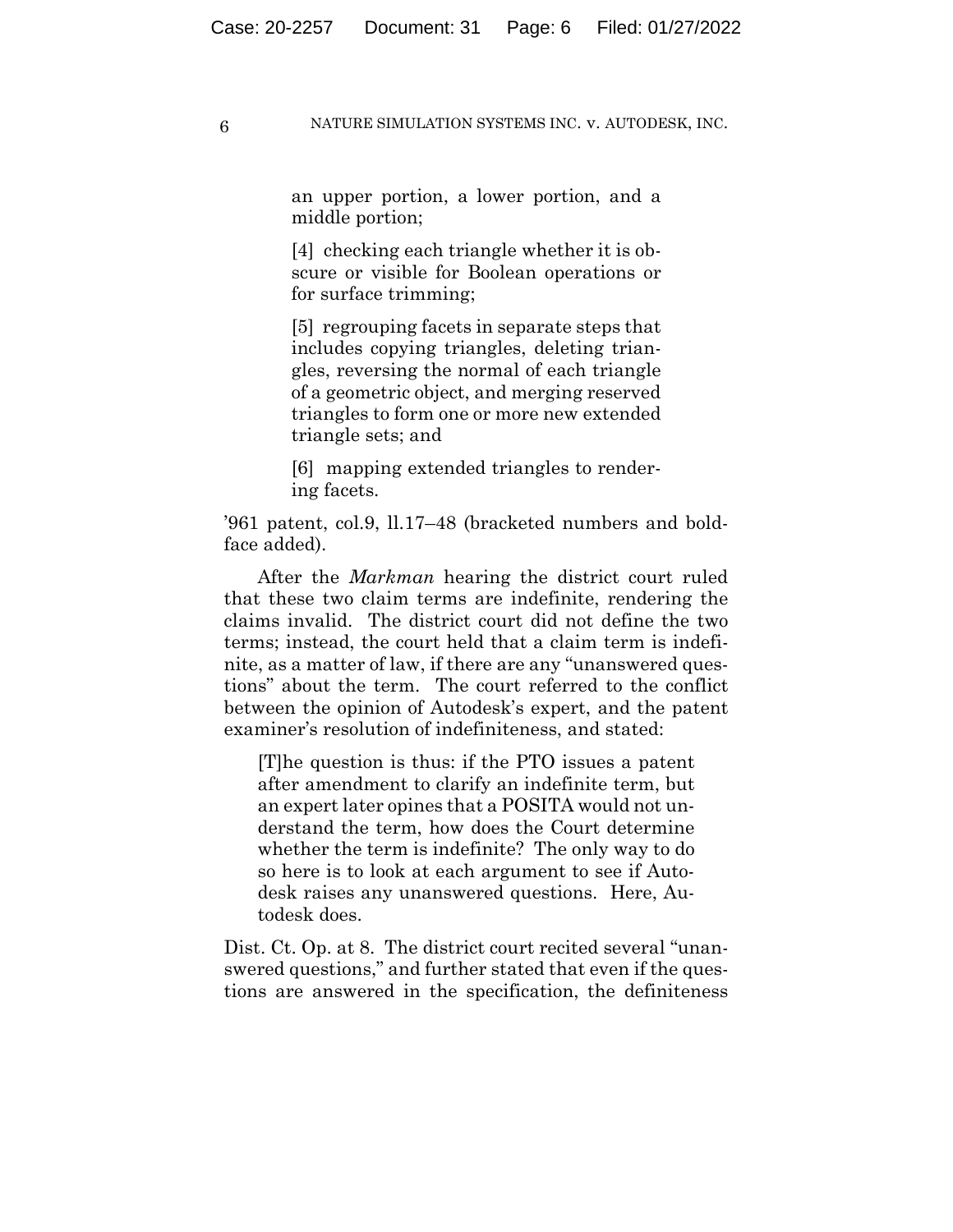an upper portion, a lower portion, and a middle portion;

[4] checking each triangle whether it is obscure or visible for Boolean operations or for surface trimming;

[5] regrouping facets in separate steps that includes copying triangles, deleting triangles, reversing the normal of each triangle of a geometric object, and merging reserved triangles to form one or more new extended triangle sets; and

[6] mapping extended triangles to rendering facets.

'961 patent, col.9, ll.17–48 (bracketed numbers and boldface added).

After the *Markman* hearing the district court ruled that these two claim terms are indefinite, rendering the claims invalid. The district court did not define the two terms; instead, the court held that a claim term is indefinite, as a matter of law, if there are any "unanswered questions" about the term. The court referred to the conflict between the opinion of Autodesk's expert, and the patent examiner's resolution of indefiniteness, and stated:

> [T]he question is thus: if the PTO issues a patent after amendment to clarify an indefinite term, but an expert later opines that a POSITA would not understand the term, how does the Court determine whether the term is indefinite? The only way to do so here is to look at each argument to see if Autodesk raises any unanswered questions. Here, Autodesk does.

Dist. Ct. Op. at 8. The district court recited several "unanswered questions," and further stated that even if the questions are answered in the specification, the definiteness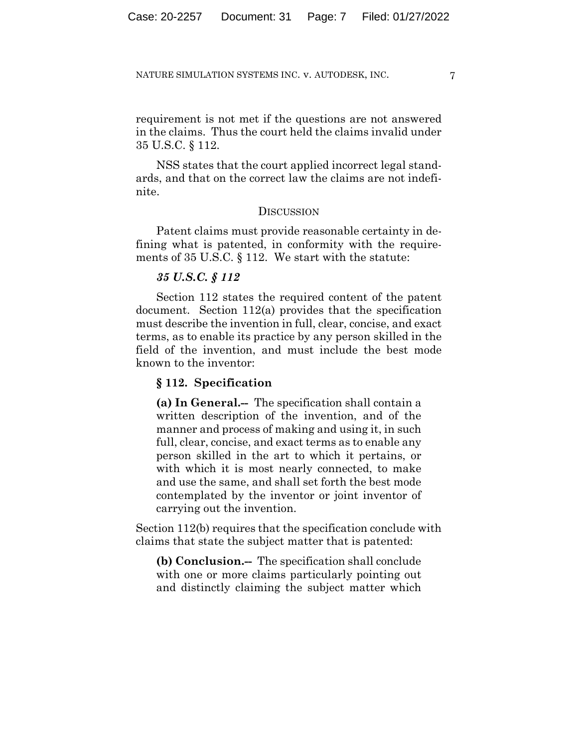requirement is not met if the questions are not answered in the claims. Thus the court held the claims invalid under 35 U.S.C. § 112.

NSS states that the court applied incorrect legal standards, and that on the correct law the claims are not indefinite.

## DISCUSSION

Patent claims must provide reasonable certainty in defining what is patented, in conformity with the requirements of 35 U.S.C. § 112. We start with the statute:

### *35 U.S.C. § 112*

Section 112 states the required content of the patent document. Section 112(a) provides that the specification must describe the invention in full, clear, concise, and exact terms, as to enable its practice by any person skilled in the field of the invention, and must include the best mode known to the inventor:

> **§ 112. Specification**
>
> **(a) In General.--** The specification shall contain a written description of the invention, and of the manner and process of making and using it, in such full, clear, concise, and exact terms as to enable any person skilled in the art to which it pertains, or with which it is most nearly connected, to make and use the same, and shall set forth the best mode contemplated by the inventor or joint inventor of carrying out the invention.

Section 112(b) requires that the specification conclude with claims that state the subject matter that is patented:

> **(b) Conclusion.--** The specification shall conclude with one or more claims particularly pointing out and distinctly claiming the subject matter which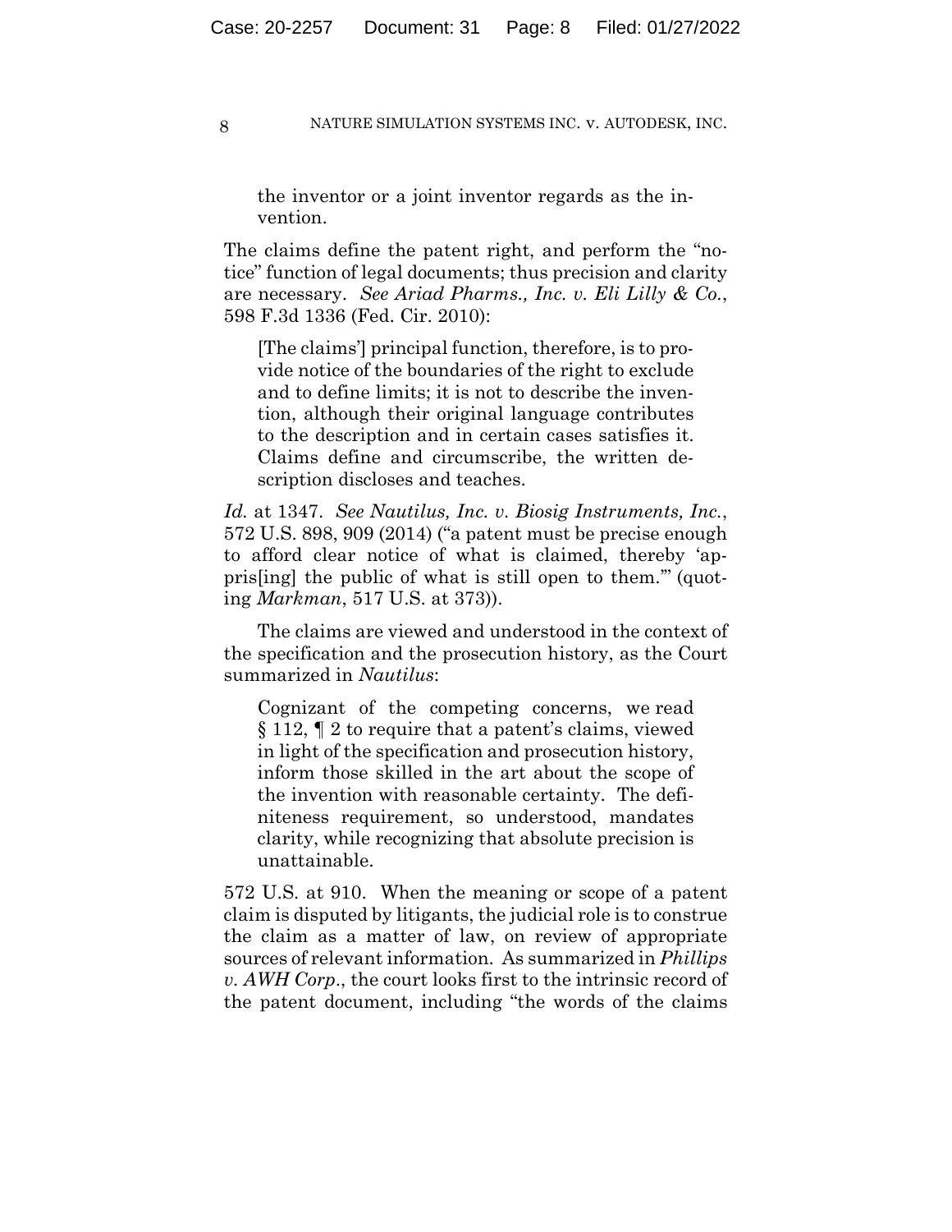> the inventor or a joint inventor regards as the invention.

The claims define the patent right, and perform the "notice" function of legal documents; thus precision and clarity are necessary. *See Ariad Pharms., Inc. v. Eli Lilly & Co.*, 598 F.3d 1336 (Fed. Cir. 2010):

> [The claims'] principal function, therefore, is to provide notice of the boundaries of the right to exclude and to define limits; it is not to describe the invention, although their original language contributes to the description and in certain cases satisfies it. Claims define and circumscribe, the written description discloses and teaches.

*Id.* at 1347. *See Nautilus, Inc. v. Biosig Instruments, Inc.*, 572 U.S. 898, 909 (2014) ("a patent must be precise enough to afford clear notice of what is claimed, thereby 'appris[ing] the public of what is still open to them.'" (quoting *Markman*, 517 U.S. at 373)).

The claims are viewed and understood in the context of the specification and the prosecution history, as the Court summarized in *Nautilus*:

> Cognizant of the competing concerns, we read § 112, ¶ 2 to require that a patent's claims, viewed in light of the specification and prosecution history, inform those skilled in the art about the scope of the invention with reasonable certainty. The definiteness requirement, so understood, mandates clarity, while recognizing that absolute precision is unattainable.

572 U.S. at 910. When the meaning or scope of a patent claim is disputed by litigants, the judicial role is to construe the claim as a matter of law, on review of appropriate sources of relevant information. As summarized in *Phillips v. AWH Corp.*, the court looks first to the intrinsic record of the patent document, including "the words of the claims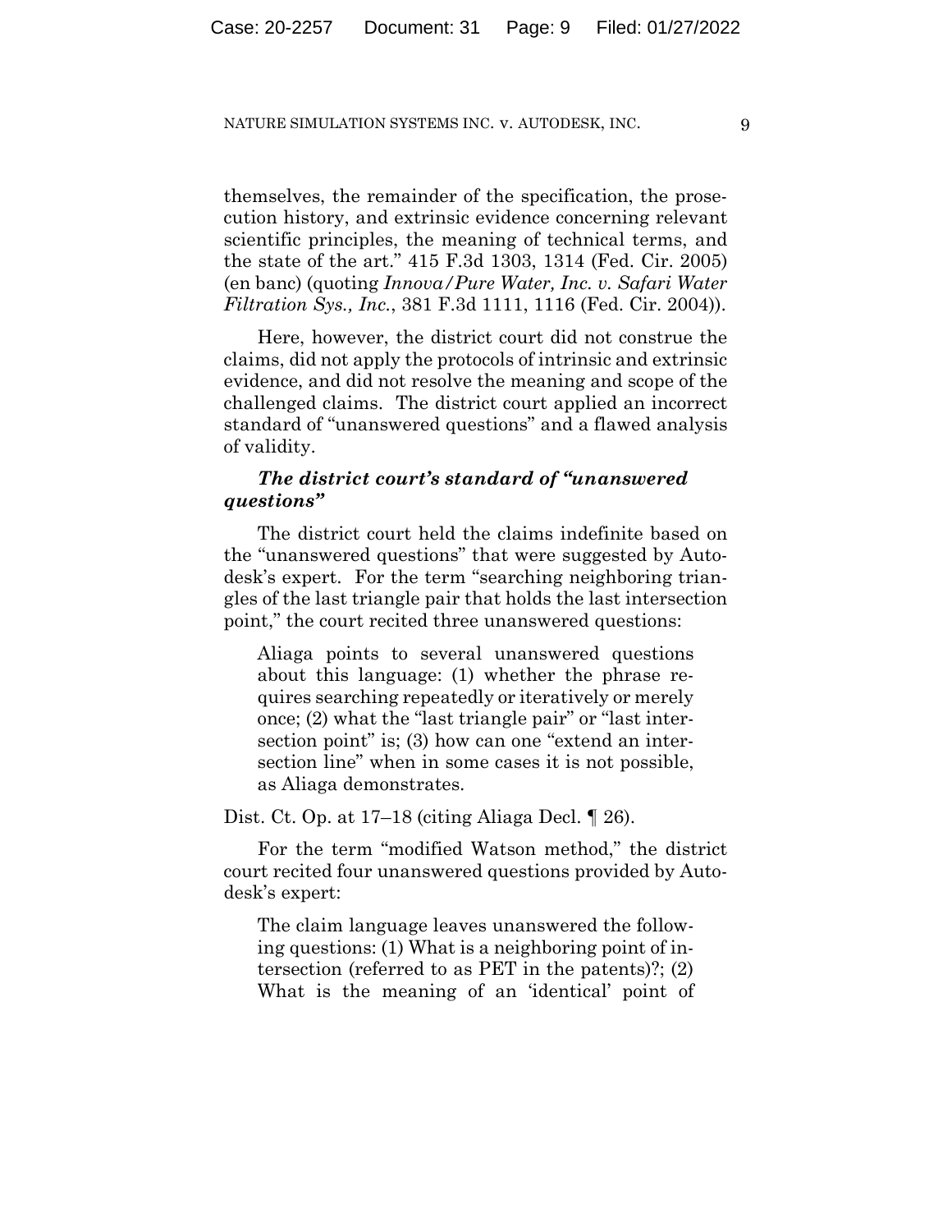themselves, the remainder of the specification, the prosecution history, and extrinsic evidence concerning relevant scientific principles, the meaning of technical terms, and the state of the art." 415 F.3d 1303, 1314 (Fed. Cir. 2005) (en banc) (quoting *Innova/Pure Water, Inc. v. Safari Water Filtration Sys., Inc.*, 381 F.3d 1111, 1116 (Fed. Cir. 2004)).

Here, however, the district court did not construe the claims, did not apply the protocols of intrinsic and extrinsic evidence, and did not resolve the meaning and scope of the challenged claims. The district court applied an incorrect standard of "unanswered questions" and a flawed analysis of validity.

***The district court's standard of "unanswered questions"***

The district court held the claims indefinite based on the "unanswered questions" that were suggested by Autodesk's expert. For the term "searching neighboring triangles of the last triangle pair that holds the last intersection point," the court recited three unanswered questions:

> Aliaga points to several unanswered questions about this language: (1) whether the phrase requires searching repeatedly or iteratively or merely once; (2) what the "last triangle pair" or "last intersection point" is; (3) how can one "extend an intersection line" when in some cases it is not possible, as Aliaga demonstrates.

Dist. Ct. Op. at 17–18 (citing Aliaga Decl. ¶ 26).

For the term "modified Watson method," the district court recited four unanswered questions provided by Autodesk's expert:

> The claim language leaves unanswered the following questions: (1) What is a neighboring point of intersection (referred to as PET in the patents)?; (2) What is the meaning of an 'identical' point of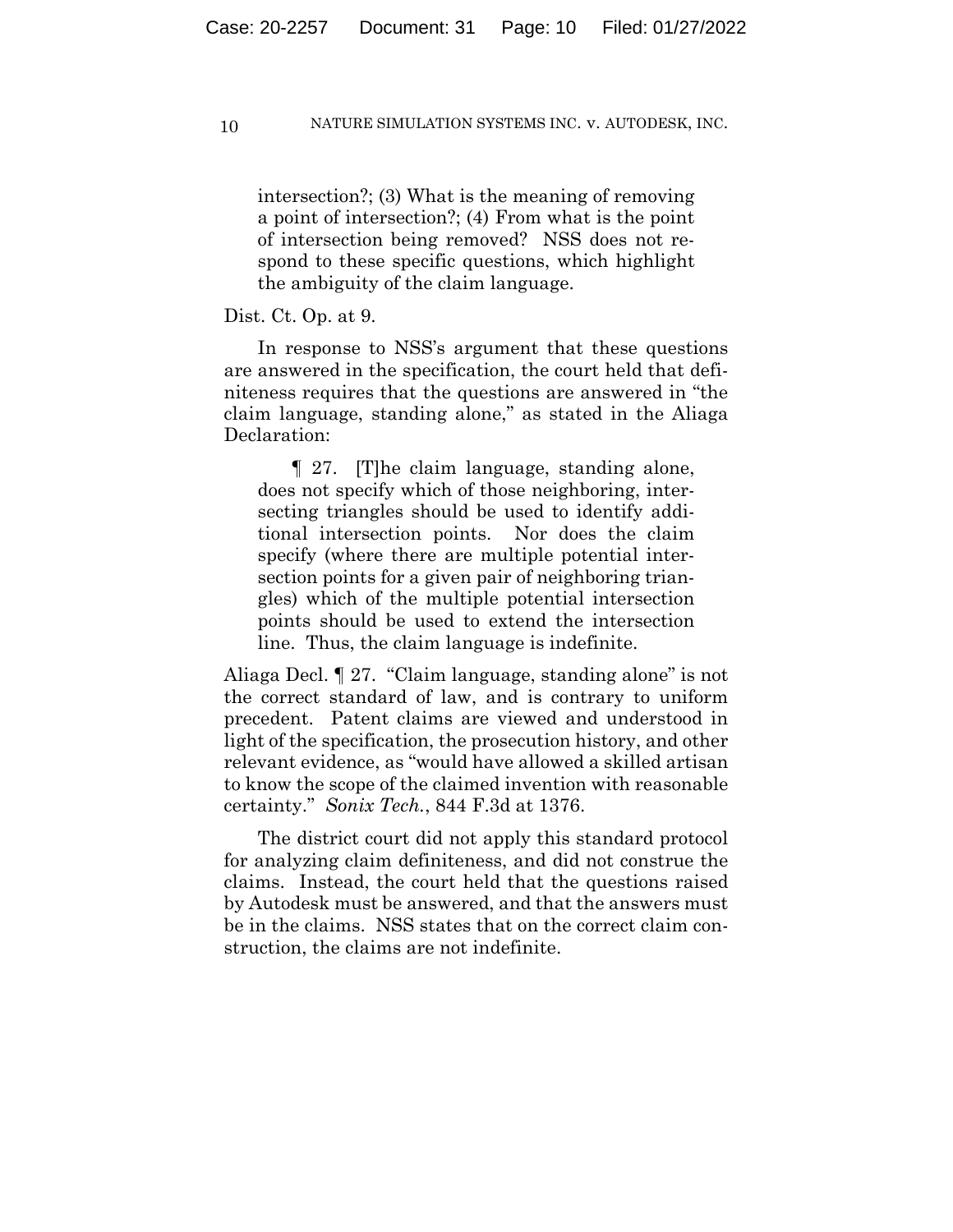> intersection?; (3) What is the meaning of removing a point of intersection?; (4) From what is the point of intersection being removed? NSS does not respond to these specific questions, which highlight the ambiguity of the claim language.

Dist. Ct. Op. at 9.

In response to NSS's argument that these questions are answered in the specification, the court held that definiteness requires that the questions are answered in "the claim language, standing alone," as stated in the Aliaga Declaration:

> ¶ 27. [T]he claim language, standing alone, does not specify which of those neighboring, intersecting triangles should be used to identify additional intersection points. Nor does the claim specify (where there are multiple potential intersection points for a given pair of neighboring triangles) which of the multiple potential intersection points should be used to extend the intersection line. Thus, the claim language is indefinite.

Aliaga Decl. ¶ 27. "Claim language, standing alone" is not the correct standard of law, and is contrary to uniform precedent. Patent claims are viewed and understood in light of the specification, the prosecution history, and other relevant evidence, as "would have allowed a skilled artisan to know the scope of the claimed invention with reasonable certainty." *Sonix Tech.*, 844 F.3d at 1376.

The district court did not apply this standard protocol for analyzing claim definiteness, and did not construe the claims. Instead, the court held that the questions raised by Autodesk must be answered, and that the answers must be in the claims. NSS states that on the correct claim construction, the claims are not indefinite.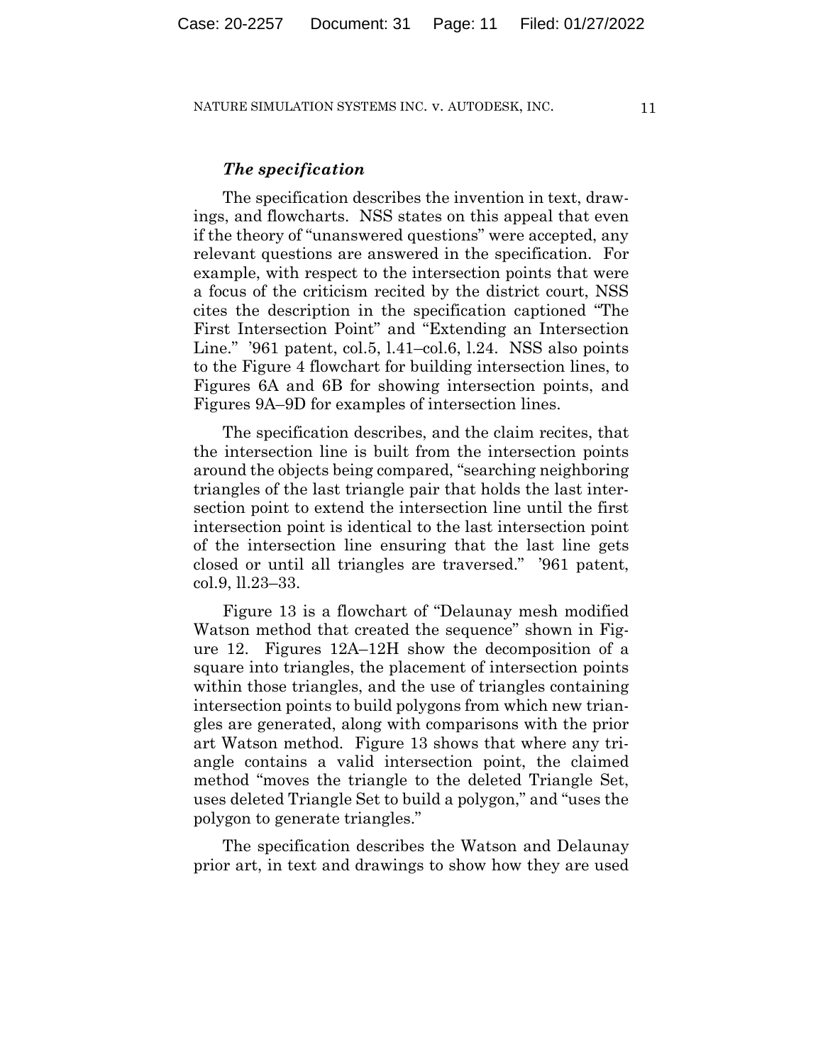### *The specification*

The specification describes the invention in text, drawings, and flowcharts. NSS states on this appeal that even if the theory of "unanswered questions" were accepted, any relevant questions are answered in the specification. For example, with respect to the intersection points that were a focus of the criticism recited by the district court, NSS cites the description in the specification captioned "The First Intersection Point" and "Extending an Intersection Line." '961 patent, col.5, l.41–col.6, l.24. NSS also points to the Figure 4 flowchart for building intersection lines, to Figures 6A and 6B for showing intersection points, and Figures 9A–9D for examples of intersection lines.

The specification describes, and the claim recites, that the intersection line is built from the intersection points around the objects being compared, "searching neighboring triangles of the last triangle pair that holds the last intersection point to extend the intersection line until the first intersection point is identical to the last intersection point of the intersection line ensuring that the last line gets closed or until all triangles are traversed." '961 patent, col.9, ll.23–33.

Figure 13 is a flowchart of "Delaunay mesh modified Watson method that created the sequence" shown in Figure 12. Figures 12A–12H show the decomposition of a square into triangles, the placement of intersection points within those triangles, and the use of triangles containing intersection points to build polygons from which new triangles are generated, along with comparisons with the prior art Watson method. Figure 13 shows that where any triangle contains a valid intersection point, the claimed method "moves the triangle to the deleted Triangle Set, uses deleted Triangle Set to build a polygon," and "uses the polygon to generate triangles."

The specification describes the Watson and Delaunay prior art, in text and drawings to show how they are used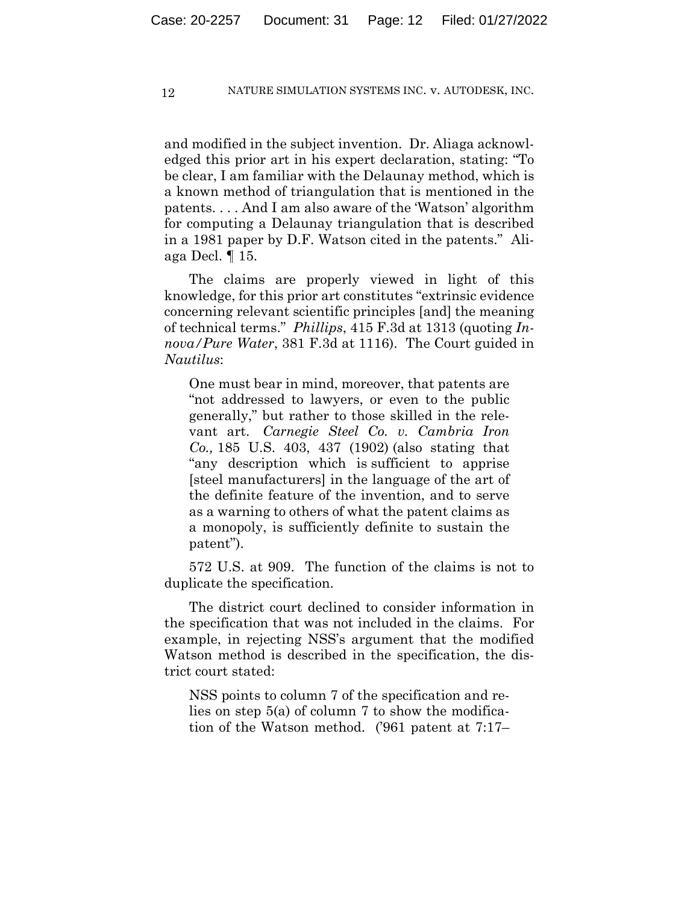and modified in the subject invention. Dr. Aliaga acknowledged this prior art in his expert declaration, stating: "To be clear, I am familiar with the Delaunay method, which is a known method of triangulation that is mentioned in the patents. . . . And I am also aware of the 'Watson' algorithm for computing a Delaunay triangulation that is described in a 1981 paper by D.F. Watson cited in the patents." Aliaga Decl. ¶ 15.

The claims are properly viewed in light of this knowledge, for this prior art constitutes "extrinsic evidence concerning relevant scientific principles [and] the meaning of technical terms." *Phillips*, 415 F.3d at 1313 (quoting *Innova/Pure Water*, 381 F.3d at 1116). The Court guided in *Nautilus*:

> One must bear in mind, moreover, that patents are "not addressed to lawyers, or even to the public generally," but rather to those skilled in the relevant art. *Carnegie Steel Co. v. Cambria Iron Co.,* 185 U.S. 403, 437 (1902) (also stating that "any description which is sufficient to apprise [steel manufacturers] in the language of the art of the definite feature of the invention, and to serve as a warning to others of what the patent claims as a monopoly, is sufficiently definite to sustain the patent").

572 U.S. at 909. The function of the claims is not to duplicate the specification.

The district court declined to consider information in the specification that was not included in the claims. For example, in rejecting NSS's argument that the modified Watson method is described in the specification, the district court stated:

> NSS points to column 7 of the specification and relies on step 5(a) of column 7 to show the modification of the Watson method. ('961 patent at 7:17–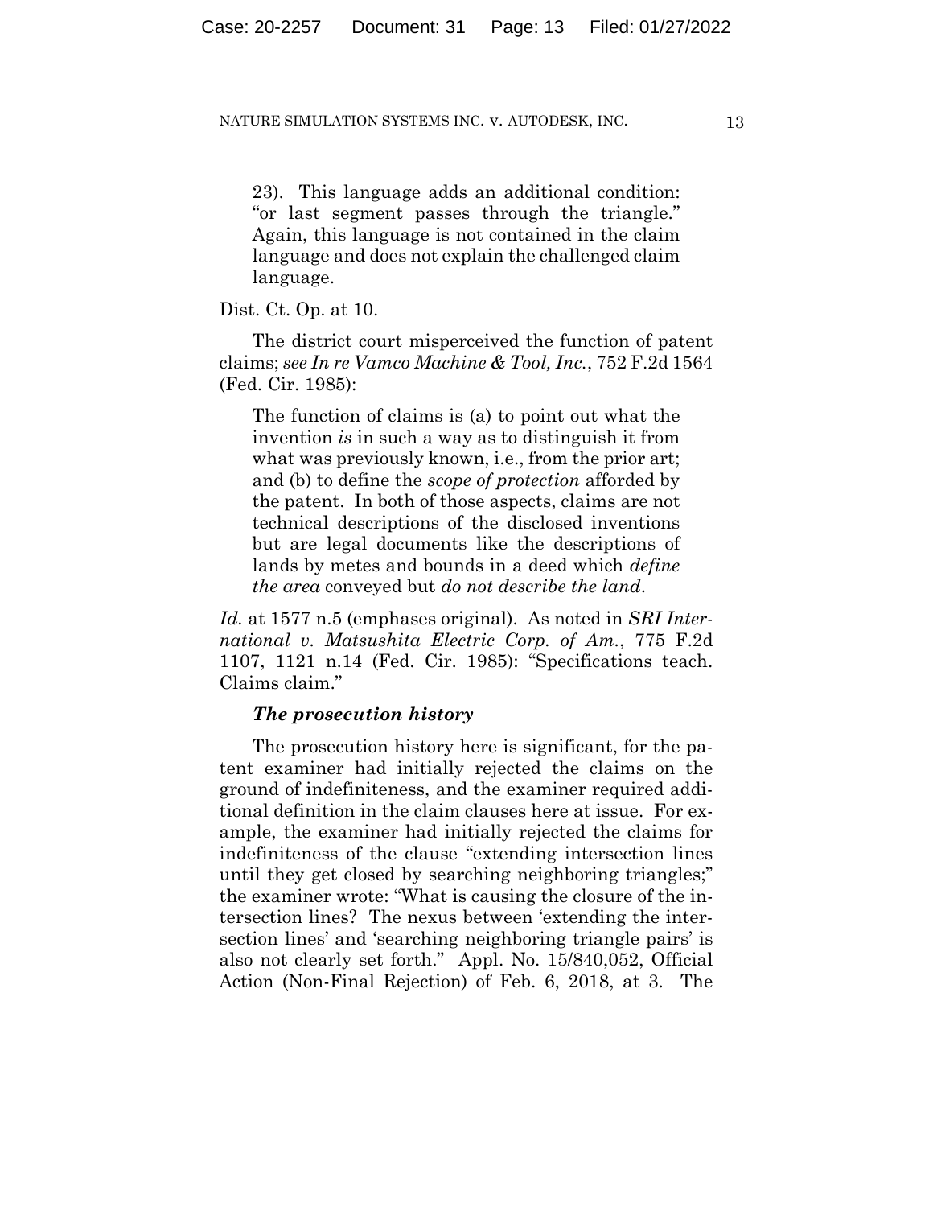> 23). This language adds an additional condition: "or last segment passes through the triangle." Again, this language is not contained in the claim language and does not explain the challenged claim language.

Dist. Ct. Op. at 10.

The district court misperceived the function of patent claims; *see In re Vamco Machine & Tool, Inc.*, 752 F.2d 1564 (Fed. Cir. 1985):

> The function of claims is (a) to point out what the invention *is* in such a way as to distinguish it from what was previously known, i.e., from the prior art; and (b) to define the *scope of protection* afforded by the patent. In both of those aspects, claims are not technical descriptions of the disclosed inventions but are legal documents like the descriptions of lands by metes and bounds in a deed which *define the area* conveyed but *do not describe the land*.

*Id.* at 1577 n.5 (emphases original). As noted in *SRI International v. Matsushita Electric Corp. of Am.*, 775 F.2d 1107, 1121 n.14 (Fed. Cir. 1985): "Specifications teach. Claims claim."

***The prosecution history***

The prosecution history here is significant, for the patent examiner had initially rejected the claims on the ground of indefiniteness, and the examiner required additional definition in the claim clauses here at issue. For example, the examiner had initially rejected the claims for indefiniteness of the clause "extending intersection lines until they get closed by searching neighboring triangles;" the examiner wrote: "What is causing the closure of the intersection lines? The nexus between 'extending the intersection lines' and 'searching neighboring triangle pairs' is also not clearly set forth." Appl. No. 15/840,052, Official Action (Non-Final Rejection) of Feb. 6, 2018, at 3. The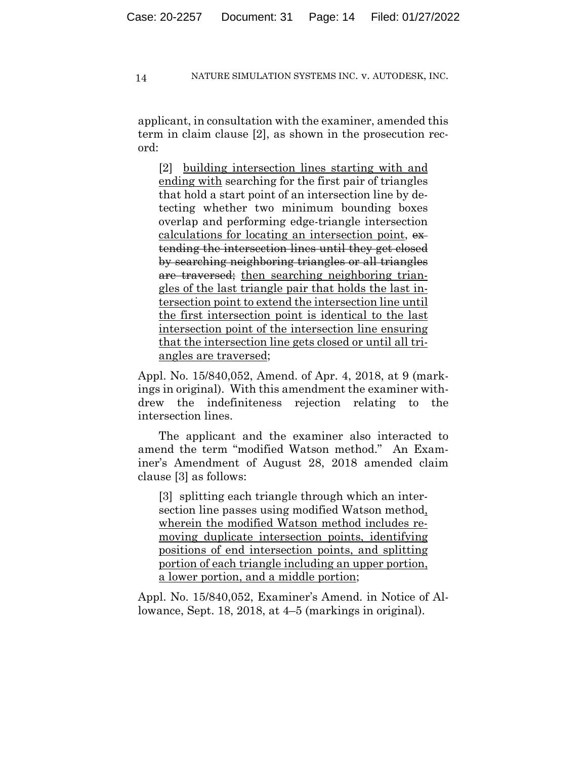applicant, in consultation with the examiner, amended this term in claim clause [2], as shown in the prosecution record:

> [2] <u>building intersection lines starting with and ending with</u> searching for the first pair of triangles that hold a start point of an intersection line by detecting whether two minimum bounding boxes overlap and performing edge-triangle intersection <u>calculations for locating an intersection point</u>, ~~extending the intersection lines until they get closed by searching neighboring triangles or all triangles are traversed;~~ <u>then searching neighboring triangles of the last triangle pair that holds the last intersection point to extend the intersection line until the first intersection point is identical to the last intersection point of the intersection line ensuring that the intersection line gets closed or until all triangles are traversed</u>;

Appl. No. 15/840,052, Amend. of Apr. 4, 2018, at 9 (markings in original). With this amendment the examiner withdrew the indefiniteness rejection relating to the intersection lines.

The applicant and the examiner also interacted to amend the term "modified Watson method." An Examiner's Amendment of August 28, 2018 amended claim clause [3] as follows:

> [3] splitting each triangle through which an intersection line passes using modified Watson method<u>, wherein the modified Watson method includes removing duplicate intersection points, identifying positions of end intersection points, and splitting portion of each triangle including an upper portion, a lower portion, and a middle portion</u>;

Appl. No. 15/840,052, Examiner's Amend. in Notice of Allowance, Sept. 18, 2018, at 4–5 (markings in original).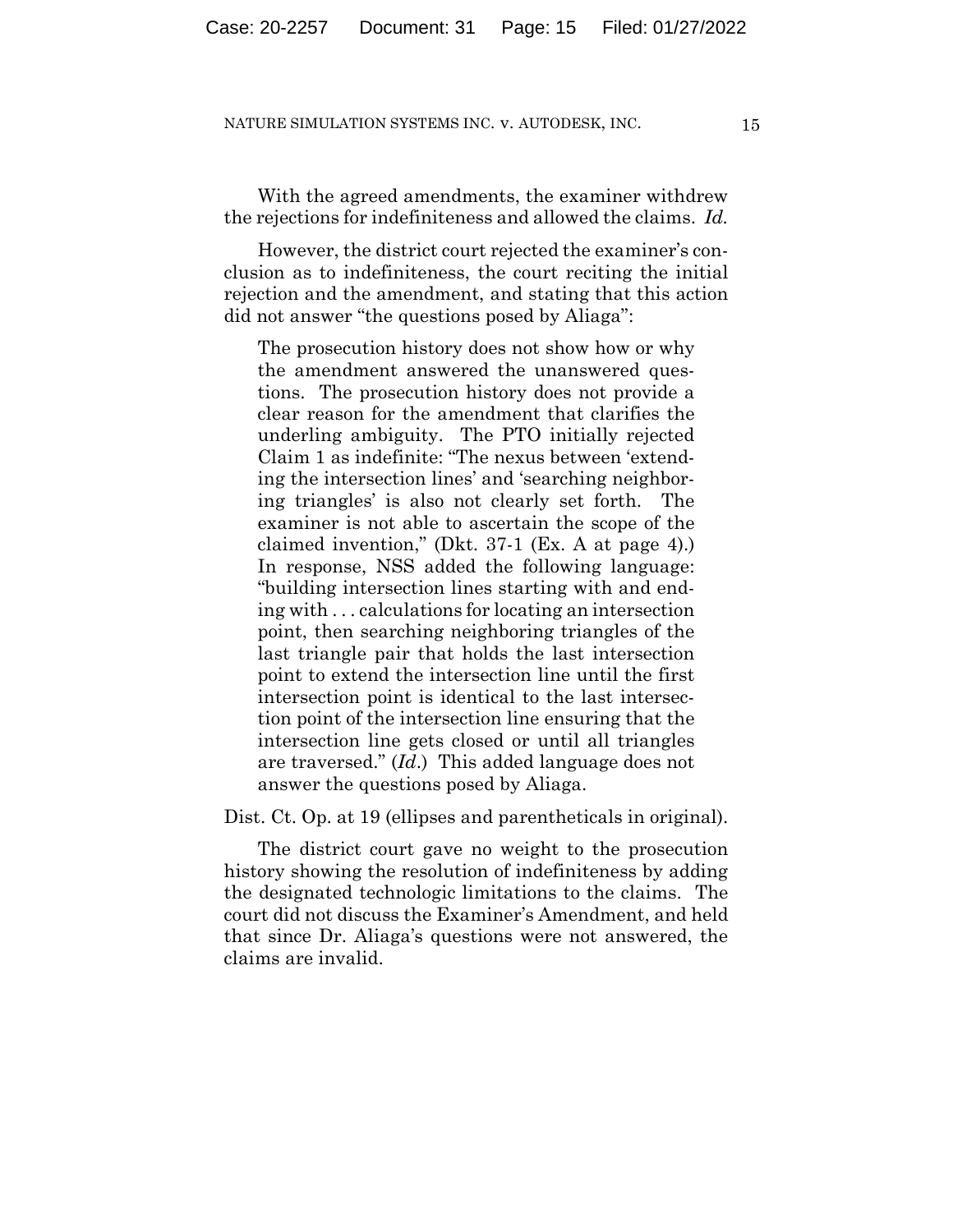With the agreed amendments, the examiner withdrew the rejections for indefiniteness and allowed the claims. *Id.*

However, the district court rejected the examiner's conclusion as to indefiniteness, the court reciting the initial rejection and the amendment, and stating that this action did not answer "the questions posed by Aliaga":

> The prosecution history does not show how or why the amendment answered the unanswered questions. The prosecution history does not provide a clear reason for the amendment that clarifies the underling ambiguity. The PTO initially rejected Claim 1 as indefinite: "The nexus between 'extending the intersection lines' and 'searching neighboring triangles' is also not clearly set forth. The examiner is not able to ascertain the scope of the claimed invention," (Dkt. 37-1 (Ex. A at page 4).) In response, NSS added the following language: "building intersection lines starting with and ending with . . . calculations for locating an intersection point, then searching neighboring triangles of the last triangle pair that holds the last intersection point to extend the intersection line until the first intersection point is identical to the last intersection point of the intersection line ensuring that the intersection line gets closed or until all triangles are traversed." (*Id.*) This added language does not answer the questions posed by Aliaga.

Dist. Ct. Op. at 19 (ellipses and parentheticals in original).

The district court gave no weight to the prosecution history showing the resolution of indefiniteness by adding the designated technologic limitations to the claims. The court did not discuss the Examiner's Amendment, and held that since Dr. Aliaga's questions were not answered, the claims are invalid.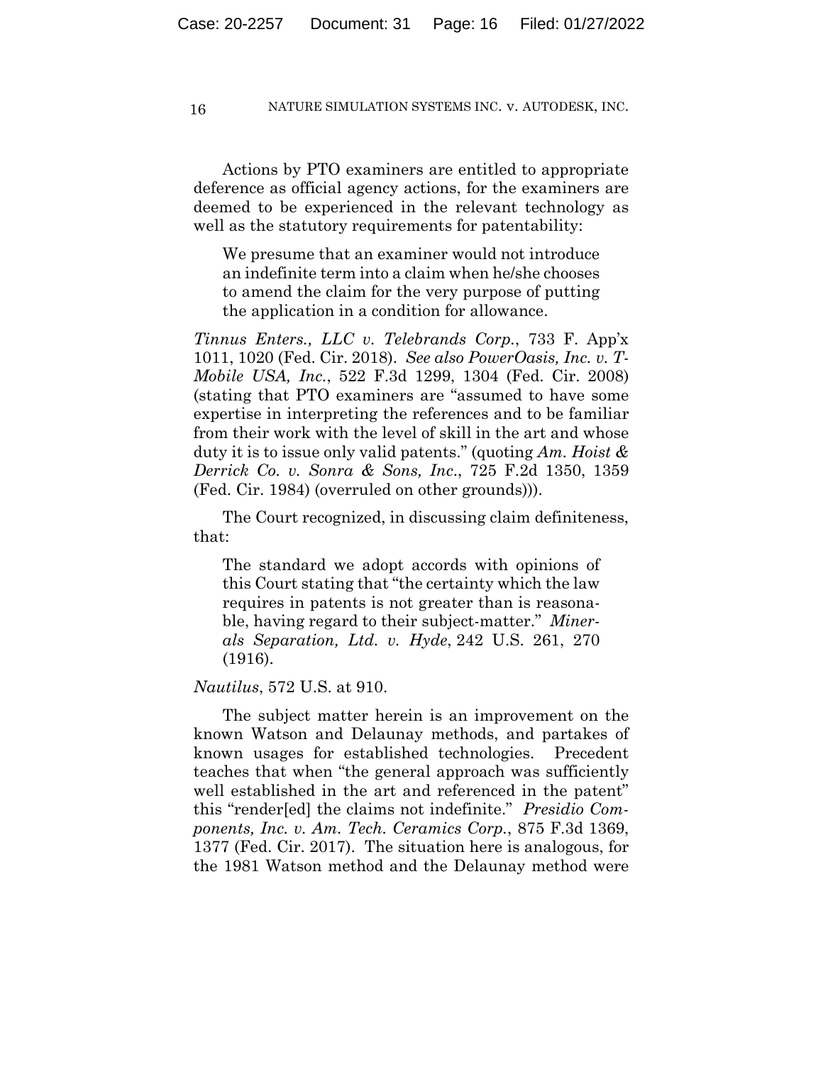Actions by PTO examiners are entitled to appropriate deference as official agency actions, for the examiners are deemed to be experienced in the relevant technology as well as the statutory requirements for patentability:

> We presume that an examiner would not introduce an indefinite term into a claim when he/she chooses to amend the claim for the very purpose of putting the application in a condition for allowance.

*Tinnus Enters., LLC v. Telebrands Corp.*, 733 F. App'x 1011, 1020 (Fed. Cir. 2018). *See also PowerOasis, Inc. v. T-Mobile USA, Inc.*, 522 F.3d 1299, 1304 (Fed. Cir. 2008) (stating that PTO examiners are "assumed to have some expertise in interpreting the references and to be familiar from their work with the level of skill in the art and whose duty it is to issue only valid patents." (quoting *Am. Hoist & Derrick Co. v. Sonra & Sons, Inc.*, 725 F.2d 1350, 1359 (Fed. Cir. 1984) (overruled on other grounds))).

The Court recognized, in discussing claim definiteness, that:

> The standard we adopt accords with opinions of this Court stating that "the certainty which the law requires in patents is not greater than is reasonable, having regard to their subject-matter." *Minerals Separation, Ltd. v. Hyde*, 242 U.S. 261, 270 (1916).

*Nautilus*, 572 U.S. at 910.

The subject matter herein is an improvement on the known Watson and Delaunay methods, and partakes of known usages for established technologies. Precedent teaches that when "the general approach was sufficiently well established in the art and referenced in the patent" this "render[ed] the claims not indefinite." *Presidio Components, Inc. v. Am. Tech. Ceramics Corp.*, 875 F.3d 1369, 1377 (Fed. Cir. 2017). The situation here is analogous, for the 1981 Watson method and the Delaunay method were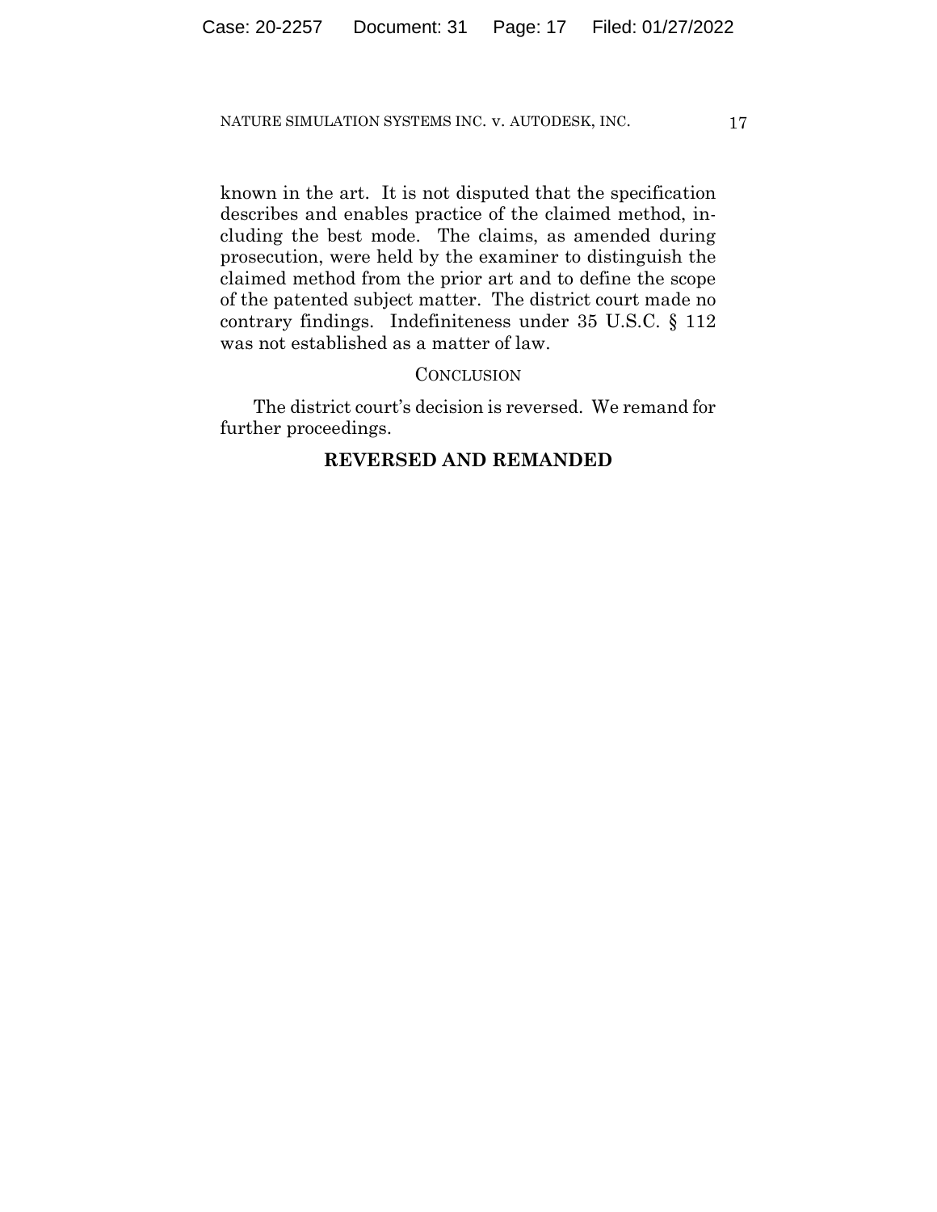known in the art. It is not disputed that the specification describes and enables practice of the claimed method, including the best mode. The claims, as amended during prosecution, were held by the examiner to distinguish the claimed method from the prior art and to define the scope of the patented subject matter. The district court made no contrary findings. Indefiniteness under 35 U.S.C. § 112 was not established as a matter of law.

## CONCLUSION

The district court's decision is reversed. We remand for further proceedings.

**REVERSED AND REMANDED**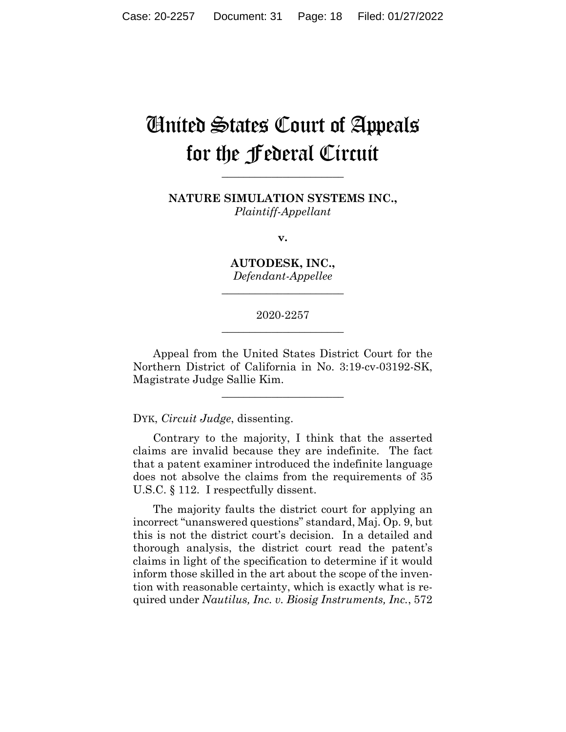# United States Court of Appeals for the Federal Circuit

______________________

**NATURE SIMULATION SYSTEMS INC.,**
*Plaintiff-Appellant*

**v.**

**AUTODESK, INC.,**
*Defendant-Appellee*

______________________

2020-2257

______________________

Appeal from the United States District Court for the Northern District of California in No. 3:19-cv-03192-SK, Magistrate Judge Sallie Kim.

______________________

DYK, *Circuit Judge*, dissenting.

Contrary to the majority, I think that the asserted claims are invalid because they are indefinite. The fact that a patent examiner introduced the indefinite language does not absolve the claims from the requirements of 35 U.S.C. § 112. I respectfully dissent.

The majority faults the district court for applying an incorrect "unanswered questions" standard, Maj. Op. 9, but this is not the district court's decision. In a detailed and thorough analysis, the district court read the patent's claims in light of the specification to determine if it would inform those skilled in the art about the scope of the invention with reasonable certainty, which is exactly what is required under *Nautilus, Inc. v. Biosig Instruments, Inc.*, 572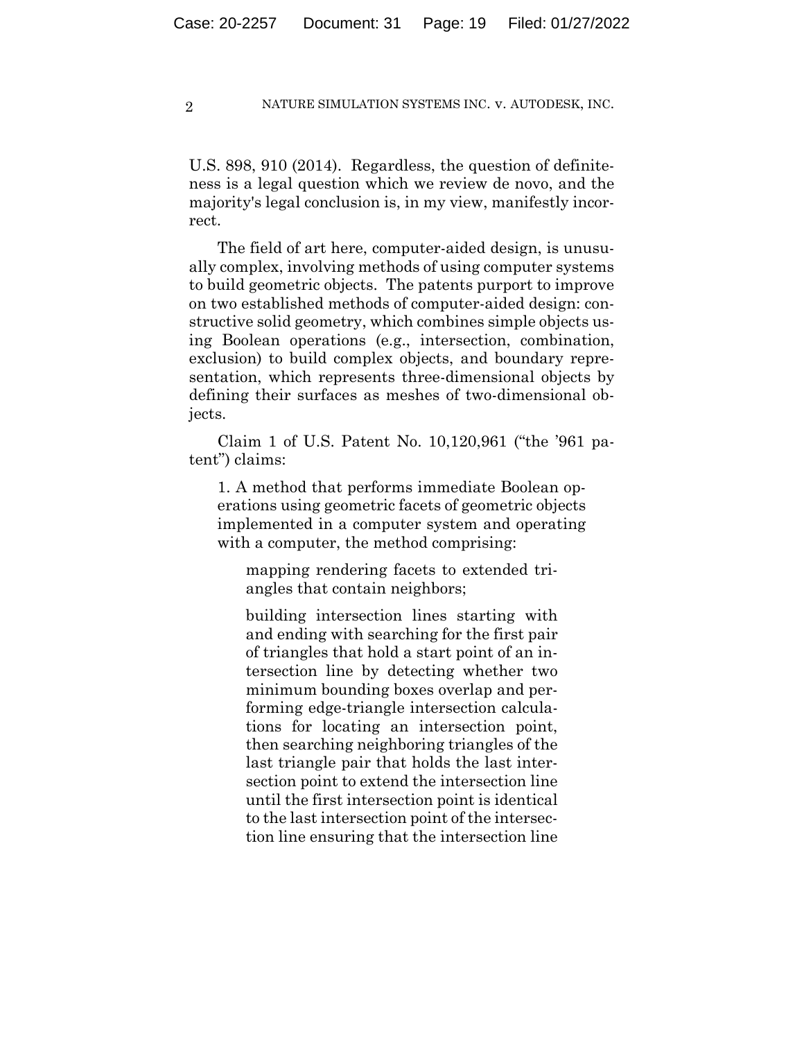U.S. 898, 910 (2014). Regardless, the question of definiteness is a legal question which we review de novo, and the majority's legal conclusion is, in my view, manifestly incorrect.

The field of art here, computer-aided design, is unusually complex, involving methods of using computer systems to build geometric objects. The patents purport to improve on two established methods of computer-aided design: constructive solid geometry, which combines simple objects using Boolean operations (e.g., intersection, combination, exclusion) to build complex objects, and boundary representation, which represents three-dimensional objects by defining their surfaces as meshes of two-dimensional objects.

Claim 1 of U.S. Patent No. 10,120,961 ("the '961 patent") claims:

> 1. A method that performs immediate Boolean operations using geometric facets of geometric objects implemented in a computer system and operating with a computer, the method comprising:
>
> > mapping rendering facets to extended triangles that contain neighbors;
> >
> > building intersection lines starting with and ending with searching for the first pair of triangles that hold a start point of an intersection line by detecting whether two minimum bounding boxes overlap and performing edge-triangle intersection calculations for locating an intersection point, then searching neighboring triangles of the last triangle pair that holds the last intersection point to extend the intersection line until the first intersection point is identical to the last intersection point of the intersection line ensuring that the intersection line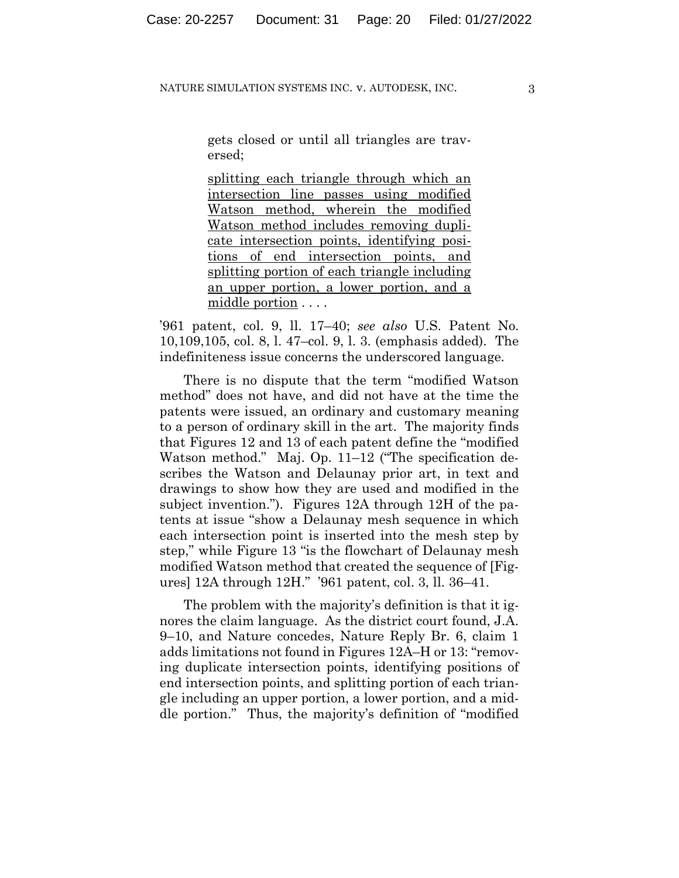> gets closed or until all triangles are traversed;
>
> <u>splitting each triangle through which an intersection line passes using modified Watson method, wherein the modified Watson method includes removing duplicate intersection points, identifying positions of end intersection points, and splitting portion of each triangle including an upper portion, a lower portion, and a middle portion</u> . . . .

'961 patent, col. 9, ll. 17–40; *see also* U.S. Patent No. 10,109,105, col. 8, l. 47–col. 9, l. 3. (emphasis added). The indefiniteness issue concerns the underscored language.

There is no dispute that the term "modified Watson method" does not have, and did not have at the time the patents were issued, an ordinary and customary meaning to a person of ordinary skill in the art. The majority finds that Figures 12 and 13 of each patent define the "modified Watson method." Maj. Op. 11–12 ("The specification describes the Watson and Delaunay prior art, in text and drawings to show how they are used and modified in the subject invention."). Figures 12A through 12H of the patents at issue "show a Delaunay mesh sequence in which each intersection point is inserted into the mesh step by step," while Figure 13 "is the flowchart of Delaunay mesh modified Watson method that created the sequence of [Figures] 12A through 12H." '961 patent, col. 3, ll. 36–41.

The problem with the majority's definition is that it ignores the claim language. As the district court found, J.A. 9–10, and Nature concedes, Nature Reply Br. 6, claim 1 adds limitations not found in Figures 12A–H or 13: "removing duplicate intersection points, identifying positions of end intersection points, and splitting portion of each triangle including an upper portion, a lower portion, and a middle portion." Thus, the majority's definition of "modified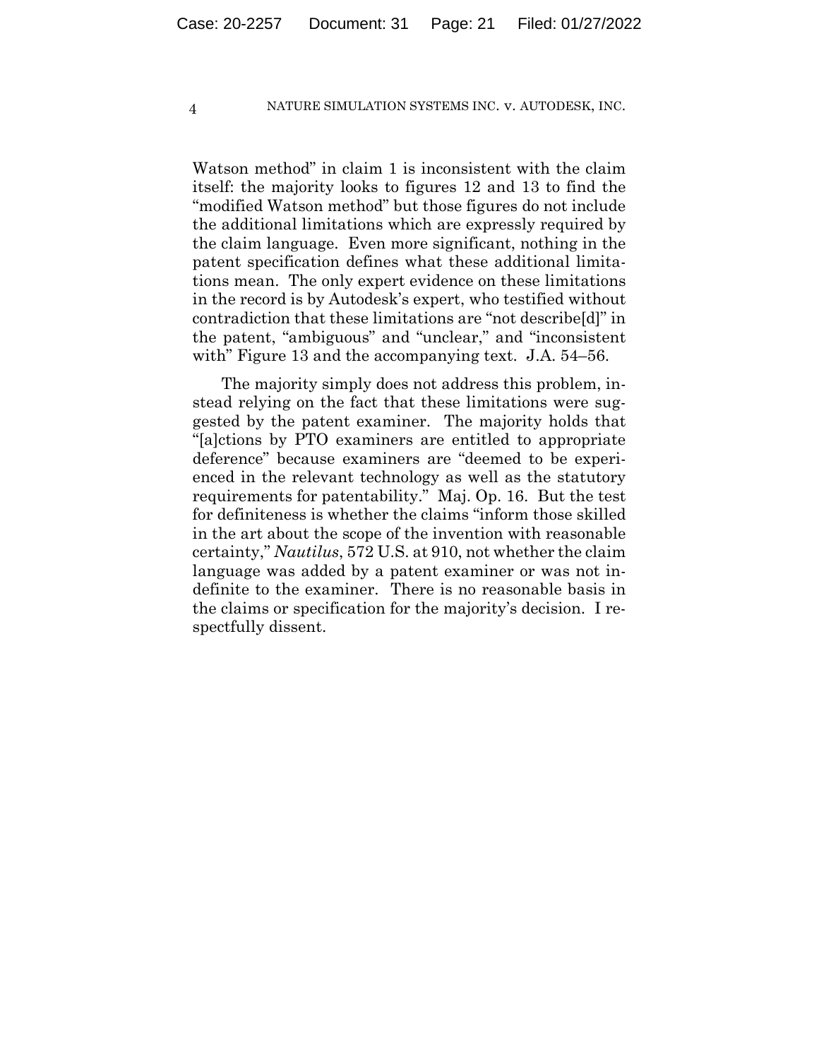Watson method" in claim 1 is inconsistent with the claim itself: the majority looks to figures 12 and 13 to find the "modified Watson method" but those figures do not include the additional limitations which are expressly required by the claim language. Even more significant, nothing in the patent specification defines what these additional limitations mean. The only expert evidence on these limitations in the record is by Autodesk's expert, who testified without contradiction that these limitations are "not describe[d]" in the patent, "ambiguous" and "unclear," and "inconsistent with" Figure 13 and the accompanying text. J.A. 54–56.

The majority simply does not address this problem, instead relying on the fact that these limitations were suggested by the patent examiner. The majority holds that "[a]ctions by PTO examiners are entitled to appropriate deference" because examiners are "deemed to be experienced in the relevant technology as well as the statutory requirements for patentability." Maj. Op. 16. But the test for definiteness is whether the claims "inform those skilled in the art about the scope of the invention with reasonable certainty," *Nautilus*, 572 U.S. at 910, not whether the claim language was added by a patent examiner or was not indefinite to the examiner. There is no reasonable basis in the claims or specification for the majority's decision. I respectfully dissent.